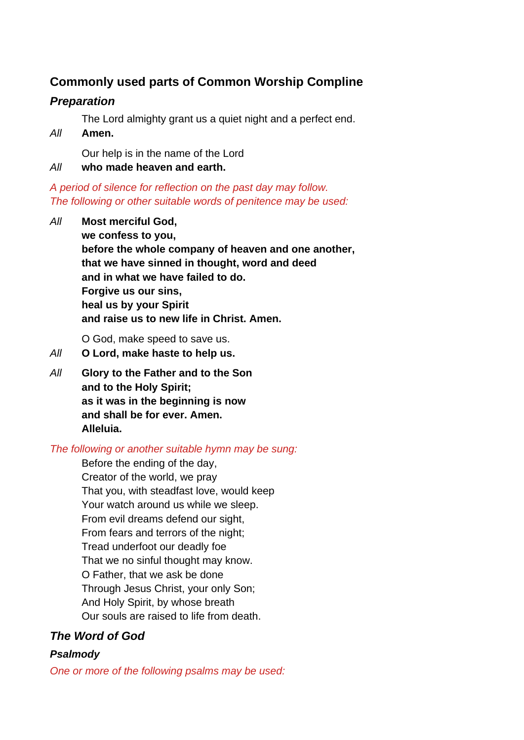## Commonly used parts of Common Worship Compline

### *Preparation*

The Lord almighty grant us a quiet night and a perfect end.

*All* **Amen.**

Our help is in the name of the Lord

*All* **who made heaven and earth.**

*A period of silence for reflection on the past day may follow.*
*The following or other suitable words of penitence may be used:*

*All* **Most merciful God,**
**we confess to you,**
**before the whole company of heaven and one another,**
**that we have sinned in thought, word and deed**
**and in what we have failed to do.**
**Forgive us our sins,**
**heal us by your Spirit**
**and raise us to new life in Christ. Amen.**

O God, make speed to save us.

*All* **O Lord, make haste to help us.**

*All* **Glory to the Father and to the Son**
**and to the Holy Spirit;**
**as it was in the beginning is now**
**and shall be for ever. Amen.**
**Alleluia.**

*The following or another suitable hymn may be sung:*

Before the ending of the day,
Creator of the world, we pray
That you, with steadfast love, would keep
Your watch around us while we sleep.
From evil dreams defend our sight,
From fears and terrors of the night;
Tread underfoot our deadly foe
That we no sinful thought may know.
O Father, that we ask be done
Through Jesus Christ, your only Son;
And Holy Spirit, by whose breath
Our souls are raised to life from death.

### *The Word of God*

#### *Psalmody*

*One or more of the following psalms may be used:*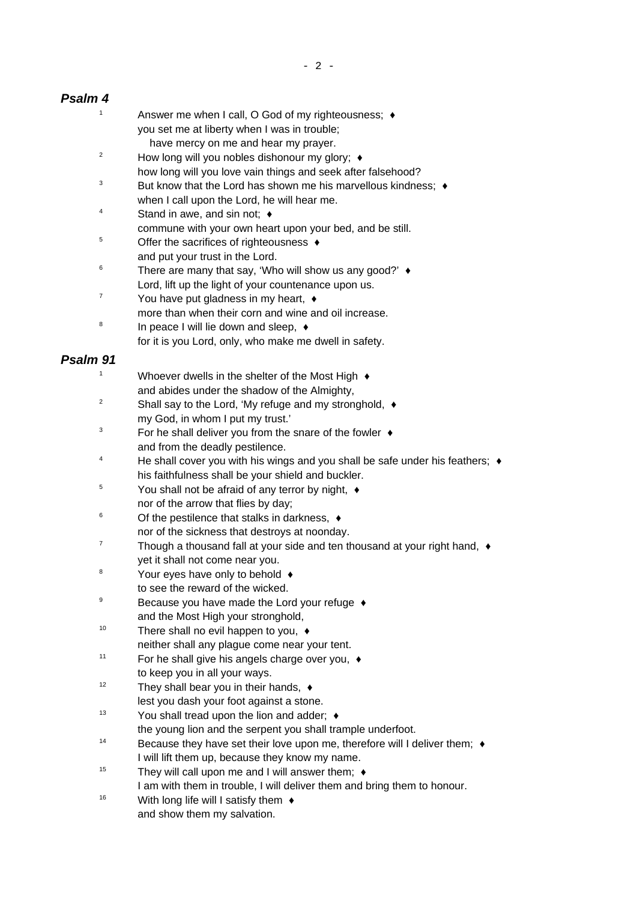## *Psalm 4*

1 Answer me when I call, O God of my righteousness; ♦
you set me at liberty when I was in trouble;
  have mercy on me and hear my prayer.

2 How long will you nobles dishonour my glory; ♦
how long will you love vain things and seek after falsehood?

3 But know that the Lord has shown me his marvellous kindness; ♦
when I call upon the Lord, he will hear me.

4 Stand in awe, and sin not; ♦
commune with your own heart upon your bed, and be still.

5 Offer the sacrifices of righteousness ♦
and put your trust in the Lord.

6 There are many that say, 'Who will show us any good?' ♦
Lord, lift up the light of your countenance upon us.

7 You have put gladness in my heart, ♦
more than when their corn and wine and oil increase.

8 In peace I will lie down and sleep, ♦
for it is you Lord, only, who make me dwell in safety.

## *Psalm 91*

1 Whoever dwells in the shelter of the Most High ♦
and abides under the shadow of the Almighty,

2 Shall say to the Lord, 'My refuge and my stronghold, ♦
my God, in whom I put my trust.'

3 For he shall deliver you from the snare of the fowler ♦
and from the deadly pestilence.

4 He shall cover you with his wings and you shall be safe under his feathers; ♦
his faithfulness shall be your shield and buckler.

5 You shall not be afraid of any terror by night, ♦
nor of the arrow that flies by day;

6 Of the pestilence that stalks in darkness, ♦
nor of the sickness that destroys at noonday.

7 Though a thousand fall at your side and ten thousand at your right hand, ♦
yet it shall not come near you.

8 Your eyes have only to behold ♦
to see the reward of the wicked.

9 Because you have made the Lord your refuge ♦
and the Most High your stronghold,

10 There shall no evil happen to you, ♦
neither shall any plague come near your tent.

11 For he shall give his angels charge over you, ♦
to keep you in all your ways.

12 They shall bear you in their hands, ♦
lest you dash your foot against a stone.

13 You shall tread upon the lion and adder; ♦
the young lion and the serpent you shall trample underfoot.

14 Because they have set their love upon me, therefore will I deliver them; ♦
I will lift them up, because they know my name.

15 They will call upon me and I will answer them; ♦
I am with them in trouble, I will deliver them and bring them to honour.

16 With long life will I satisfy them ♦
and show them my salvation.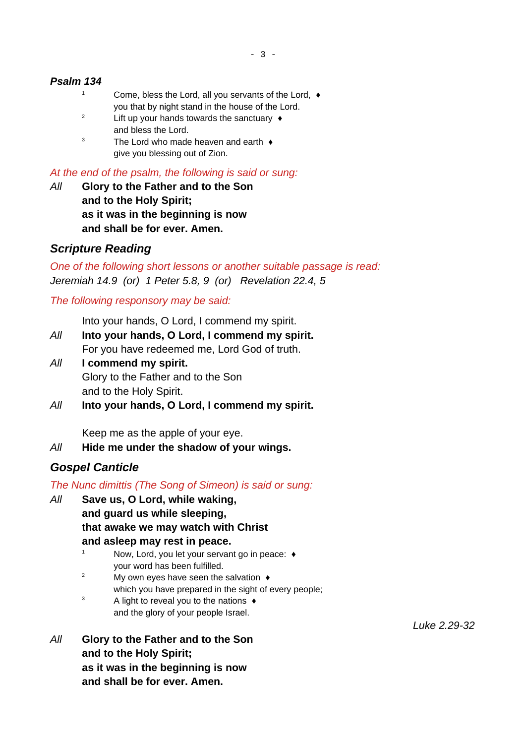### *Psalm 134*

1 Come, bless the Lord, all you servants of the Lord, ♦
you that by night stand in the house of the Lord.

2 Lift up your hands towards the sanctuary ♦
and bless the Lord.

3 The Lord who made heaven and earth ♦
give you blessing out of Zion.

*At the end of the psalm, the following is said or sung:*

*All* **Glory to the Father and to the Son**
**and to the Holy Spirit;**
**as it was in the beginning is now**
**and shall be for ever. Amen.**

### *Scripture Reading*

*One of the following short lessons or another suitable passage is read:*

*Jeremiah 14.9 (or) 1 Peter 5.8, 9 (or) Revelation 22.4, 5*

*The following responsory may be said:*

Into your hands, O Lord, I commend my spirit.

*All* **Into your hands, O Lord, I commend my spirit.**

For you have redeemed me, Lord God of truth.

*All* **I commend my spirit.**

Glory to the Father and to the Son
and to the Holy Spirit.

*All* **Into your hands, O Lord, I commend my spirit.**

Keep me as the apple of your eye.

*All* **Hide me under the shadow of your wings.**

### *Gospel Canticle*

*The Nunc dimittis (The Song of Simeon) is said or sung:*

*All* **Save us, O Lord, while waking,**
**and guard us while sleeping,**
**that awake we may watch with Christ**
**and asleep may rest in peace.**

1 Now, Lord, you let your servant go in peace: ♦
your word has been fulfilled.

2 My own eyes have seen the salvation ♦
which you have prepared in the sight of every people;

3 A light to reveal you to the nations ♦
and the glory of your people Israel.

*Luke 2.29-32*

*All* **Glory to the Father and to the Son**
**and to the Holy Spirit;**
**as it was in the beginning is now**
**and shall be for ever. Amen.**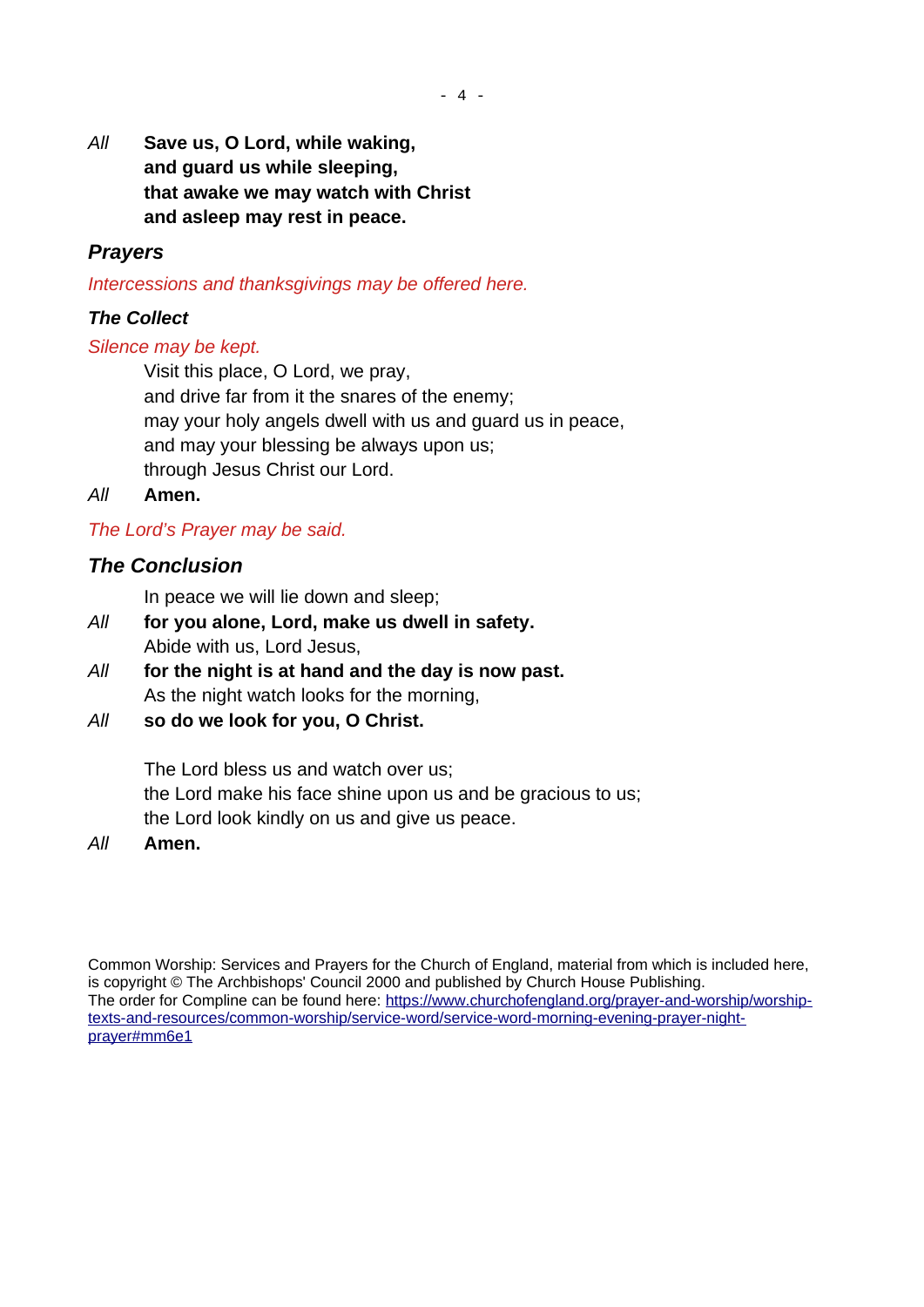*All* **Save us, O Lord, while waking,**
**and guard us while sleeping,**
**that awake we may watch with Christ**
**and asleep may rest in peace.**

## *Prayers*

*Intercessions and thanksgivings may be offered here.*

### *The Collect*

*Silence may be kept.*

Visit this place, O Lord, we pray,
and drive far from it the snares of the enemy;
may your holy angels dwell with us and guard us in peace,
and may your blessing be always upon us;
through Jesus Christ our Lord.

*All* **Amen.**

*The Lord's Prayer may be said.*

## *The Conclusion*

In peace we will lie down and sleep;

*All* **for you alone, Lord, make us dwell in safety.**

Abide with us, Lord Jesus,

*All* **for the night is at hand and the day is now past.**

As the night watch looks for the morning,

*All* **so do we look for you, O Christ.**

The Lord bless us and watch over us;
the Lord make his face shine upon us and be gracious to us;
the Lord look kindly on us and give us peace.

*All* **Amen.**

Common Worship: Services and Prayers for the Church of England, material from which is included here, is copyright © The Archbishops' Council 2000 and published by Church House Publishing.
The order for Compline can be found here: https://www.churchofengland.org/prayer-and-worship/worship-texts-and-resources/common-worship/service-word/service-word-morning-evening-prayer-night-prayer#mm6e1